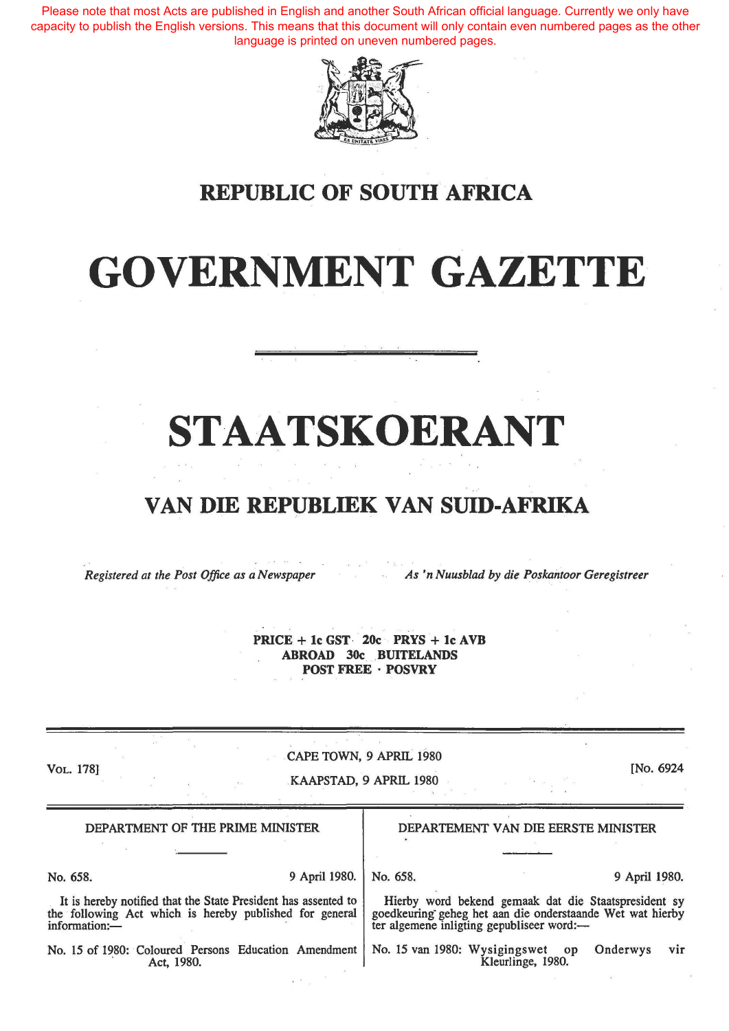Please note that most Acts are published in English and another South African official language. Currently we only have capacity to publish the English versions. This means that this document will only contain even numbered pages as the other language is printed on uneven numbered pages.

# REPUBLIC OF SOUTH AFRICA

# GOVERNMENT GAZETTE

# STAATSKOERANT

## VAN DIE REPUBLIEK VAN SUID-AFRIKA

*Registered at the Post Office as a Newspaper* — *As 'n Nuusblad by die Poskantoor Geregistreer*

**PRICE + 1c GST 20c PRYS + 1c AVB**
**ABROAD 30c BUITELANDS**
**POST FREE · POSVRY**

VOL. 178] CAPE TOWN, 9 APRIL 1980 / KAAPSTAD, 9 APRIL 1980 [No. 6924

### DEPARTMENT OF THE PRIME MINISTER

No. 658. 9 April 1980.

It is hereby notified that the State President has assented to the following Act which is hereby published for general information:—

No. 15 of 1980: Coloured Persons Education Amendment Act, 1980.

### DEPARTEMENT VAN DIE EERSTE MINISTER

No. 658. 9 April 1980.

Hierby word bekend gemaak dat die Staatspresident sy goedkeuring geheg het aan die onderstaande Wet wat hierby ter algemene inligting gepubliseer word:—

No. 15 van 1980: Wysigingswet op Onderwys vir Kleurlinge, 1980.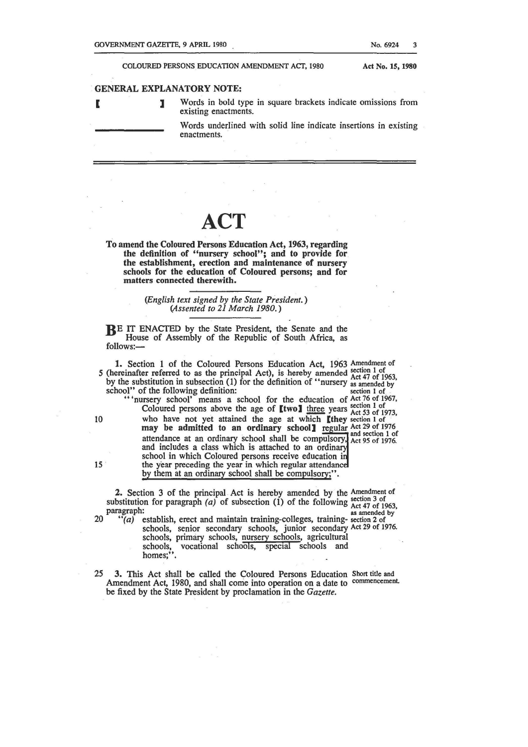COLOURED PERSONS EDUCATION AMENDMENT ACT, 1980 — Act No. 15, 1980

**GENERAL EXPLANATORY NOTE:**

[ ] Words in bold type in square brackets indicate omissions from existing enactments.

\_\_\_\_\_\_ Words underlined with solid line indicate insertions in existing enactments.

# ACT

**To amend the Coloured Persons Education Act, 1963, regarding the definition of "nursery school"; and to provide for the establishment, erection and maintenance of nursery schools for the education of Coloured persons; and for matters connected therewith.**

*(English text signed by the State President.)*
*(Assented to 21 March 1980.)*

BE IT ENACTED by the State President, the Senate and the House of Assembly of the Republic of South Africa, as follows:—

*Amendment of section 1 of Act 47 of 1963, as amended by section 1 of Act 76 of 1967, section 1 of Act 53 of 1973, section 1 of Act 29 of 1976 and section 1 of Act 95 of 1976.*

**1.** Section 1 of the Coloured Persons Education Act, 1963 (hereinafter referred to as the principal Act), is hereby amended by the substitution in subsection (1) for the definition of "nursery school" of the following definition:

"'nursery school' means a school for the education of Coloured persons above the age of **[two]** <u>three</u> years who have not yet attained the age at which **[they may be admitted to an ordinary school]** <u>regular attendance at an ordinary school shall be compulsory, and includes a class which is attached to an ordinary school in which Coloured persons receive education in the year preceding the year in which regular attendance by them at an ordinary school shall be compulsory</u>;".

*Amendment of section 3 of Act 47 of 1963, as amended by section 2 of Act 29 of 1976.*

**2.** Section 3 of the principal Act is hereby amended by the substitution for paragraph *(a)* of subsection (1) of the following paragraph:

"*(a)* establish, erect and maintain training-colleges, training-schools, senior secondary schools, junior secondary schools, primary schools, <u>nursery schools</u>, agricultural schools, vocational schools, special schools and homes;".

*Short title and commencement.*

**3.** This Act shall be called the Coloured Persons Education Amendment Act, 1980, and shall come into operation on a date to be fixed by the State President by proclamation in the *Gazette*.